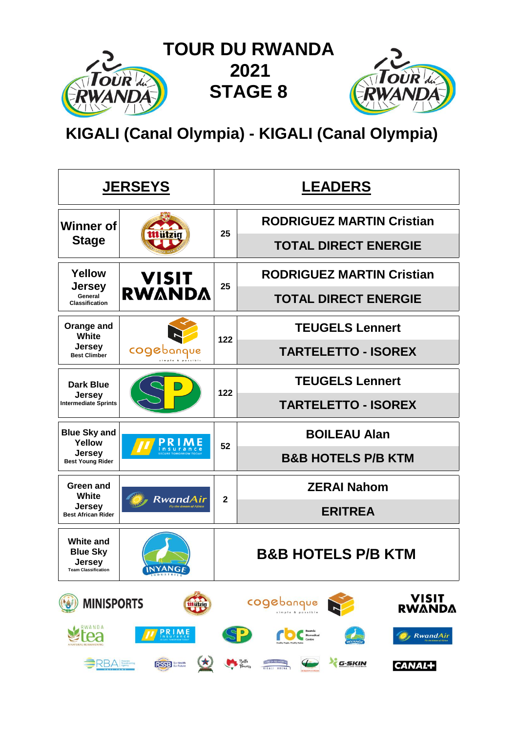# TOUR DU RWANDA 2021 STAGE 8

## KIGALI (Canal Olympia) - KIGALI (Canal Olympia)

| JERSEYS | | LEADERS | |
|---|---|---|---|
| Winner of Stage | Mützig | 25 | RODRIGUEZ MARTIN Cristian<br>TOTAL DIRECT ENERGIE |
| Yellow Jersey<br>General Classification | VISIT RWANDA | 25 | RODRIGUEZ MARTIN Cristian<br>TOTAL DIRECT ENERGIE |
| Orange and White Jersey<br>Best Climber | cogebanque | 122 | TEUGELS Lennert<br>TARTELETTO - ISOREX |
| Dark Blue Jersey<br>Intermediate Sprints | SP | 122 | TEUGELS Lennert<br>TARTELETTO - ISOREX |
| Blue Sky and Yellow Jersey<br>Best Young Rider | PRIME insurance | 52 | BOILEAU Alan<br>B&B HOTELS P/B KTM |
| Green and White Jersey<br>Best African Rider | RwandAir | 2 | ZERAI Nahom<br>ERITREA |
| White and Blue Sky Jersey<br>Team Classification | INYANGE | | B&B HOTELS P/B KTM |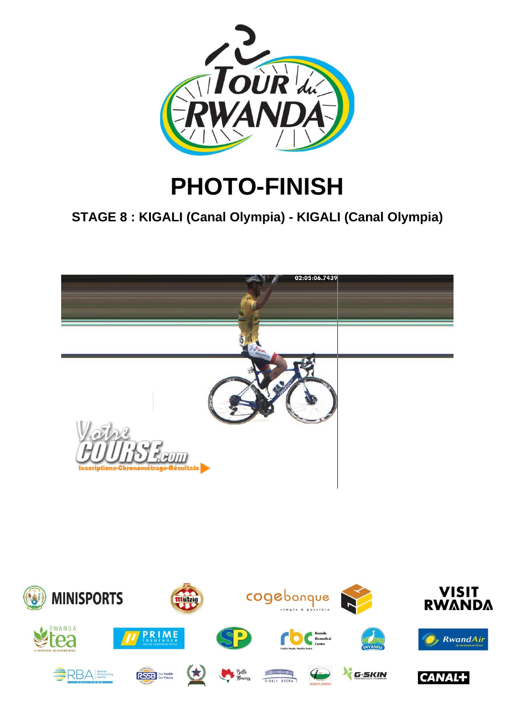# PHOTO-FINISH

## STAGE 8 : KIGALI (Canal Olympia) - KIGALI (Canal Olympia)

02:05:06.7439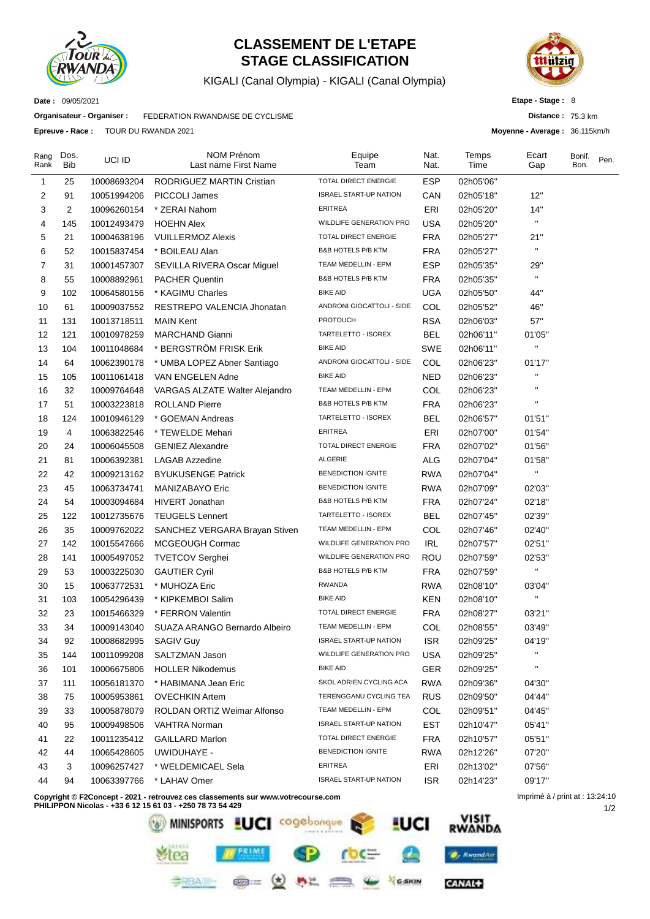# CLASSEMENT DE L'ETAPE
# STAGE CLASSIFICATION

KIGALI (Canal Olympia) - KIGALI (Canal Olympia)

**Date :** 09/05/2021

**Organisateur - Organiser :** FEDERATION RWANDAISE DE CYCLISME

**Epreuve - Race :** TOUR DU RWANDA 2021

**Etape - Stage :** 8

**Distance :** 75.3 km

**Moyenne - Average :** 36.115km/h

| Rang Rank | Dos. Bib | UCI ID | NOM Prénom Last name First Name | Equipe Team | Nat. Nat. | Temps Time | Ecart Gap | Bonif. Bon. | Pen. |
|---|---|---|---|---|---|---|---|---|---|
| 1 | 25 | 10008693204 | RODRIGUEZ MARTIN Cristian | TOTAL DIRECT ENERGIE | ESP | 02h05'06'' | | | |
| 2 | 91 | 10051994206 | PICCOLI James | ISRAEL START-UP NATION | CAN | 02h05'18'' | 12'' | | |
| 3 | 2 | 10096260154 | * ZERAI Nahom | ERITREA | ERI | 02h05'20'' | 14'' | | |
| 4 | 145 | 10012493479 | HOEHN Alex | WILDLIFE GENERATION PRO | USA | 02h05'20'' | '' | | |
| 5 | 21 | 10004638196 | VUILLERMOZ Alexis | TOTAL DIRECT ENERGIE | FRA | 02h05'27'' | 21'' | | |
| 6 | 52 | 10015837454 | * BOILEAU Alan | B&B HOTELS P/B KTM | FRA | 02h05'27'' | '' | | |
| 7 | 31 | 10001457307 | SEVILLA RIVERA Oscar Miguel | TEAM MEDELLIN - EPM | ESP | 02h05'35'' | 29'' | | |
| 8 | 55 | 10008892961 | PACHER Quentin | B&B HOTELS P/B KTM | FRA | 02h05'35'' | '' | | |
| 9 | 102 | 10064580156 | * KAGIMU Charles | BIKE AID | UGA | 02h05'50'' | 44'' | | |
| 10 | 61 | 10009037552 | RESTREPO VALENCIA Jhonatan | ANDRONI GIOCATTOLI - SIDE | COL | 02h05'52'' | 46'' | | |
| 11 | 131 | 10013718511 | MAIN Kent | PROTOUCH | RSA | 02h06'03'' | 57'' | | |
| 12 | 121 | 10010978259 | MARCHAND Gianni | TARTELETTO - ISOREX | BEL | 02h06'11'' | 01'05'' | | |
| 13 | 104 | 10011048684 | * BERGSTRÖM FRISK Erik | BIKE AID | SWE | 02h06'11'' | '' | | |
| 14 | 64 | 10062390178 | * UMBA LOPEZ Abner Santiago | ANDRONI GIOCATTOLI - SIDE | COL | 02h06'23'' | 01'17'' | | |
| 15 | 105 | 10011061418 | VAN ENGELEN Adne | BIKE AID | NED | 02h06'23'' | '' | | |
| 16 | 32 | 10009764648 | VARGAS ALZATE Walter Alejandro | TEAM MEDELLIN - EPM | COL | 02h06'23'' | '' | | |
| 17 | 51 | 10003223818 | ROLLAND Pierre | B&B HOTELS P/B KTM | FRA | 02h06'23'' | '' | | |
| 18 | 124 | 10010946129 | * GOEMAN Andreas | TARTELETTO - ISOREX | BEL | 02h06'57'' | 01'51'' | | |
| 19 | 4 | 10063822546 | * TEWELDE Mehari | ERITREA | ERI | 02h07'00'' | 01'54'' | | |
| 20 | 24 | 10006045508 | GENIEZ Alexandre | TOTAL DIRECT ENERGIE | FRA | 02h07'02'' | 01'56'' | | |
| 21 | 81 | 10006392381 | LAGAB Azzedine | ALGERIE | ALG | 02h07'04'' | 01'58'' | | |
| 22 | 42 | 10009213162 | BYUKUSENGE Patrick | BENEDICTION IGNITE | RWA | 02h07'04'' | '' | | |
| 23 | 45 | 10063734741 | MANIZABAYO Eric | BENEDICTION IGNITE | RWA | 02h07'09'' | 02'03'' | | |
| 24 | 54 | 10003094684 | HIVERT Jonathan | B&B HOTELS P/B KTM | FRA | 02h07'24'' | 02'18'' | | |
| 25 | 122 | 10012735676 | TEUGELS Lennert | TARTELETTO - ISOREX | BEL | 02h07'45'' | 02'39'' | | |
| 26 | 35 | 10009762022 | SANCHEZ VERGARA Brayan Stiven | TEAM MEDELLIN - EPM | COL | 02h07'46'' | 02'40'' | | |
| 27 | 142 | 10015547666 | MCGEOUGH Cormac | WILDLIFE GENERATION PRO | IRL | 02h07'57'' | 02'51'' | | |
| 28 | 141 | 10005497052 | TVETCOV Serghei | WILDLIFE GENERATION PRO | ROU | 02h07'59'' | 02'53'' | | |
| 29 | 53 | 10003225030 | GAUTIER Cyril | B&B HOTELS P/B KTM | FRA | 02h07'59'' | '' | | |
| 30 | 15 | 10063772531 | * MUHOZA Eric | RWANDA | RWA | 02h08'10'' | 03'04'' | | |
| 31 | 103 | 10054296439 | * KIPKEMBOI Salim | BIKE AID | KEN | 02h08'10'' | '' | | |
| 32 | 23 | 10015466329 | * FERRON Valentin | TOTAL DIRECT ENERGIE | FRA | 02h08'27'' | 03'21'' | | |
| 33 | 34 | 10009143040 | SUAZA ARANGO Bernardo Albeiro | TEAM MEDELLIN - EPM | COL | 02h08'55'' | 03'49'' | | |
| 34 | 92 | 10008682995 | SAGIV Guy | ISRAEL START-UP NATION | ISR | 02h09'25'' | 04'19'' | | |
| 35 | 144 | 10011099208 | SALTZMAN Jason | WILDLIFE GENERATION PRO | USA | 02h09'25'' | '' | | |
| 36 | 101 | 10006675806 | HOLLER Nikodemus | BIKE AID | GER | 02h09'25'' | '' | | |
| 37 | 111 | 10056181370 | * HABIMANA Jean Eric | SKOL ADRIEN CYCLING ACA | RWA | 02h09'36'' | 04'30'' | | |
| 38 | 75 | 10005953861 | OVECHKIN Artem | TERENGGANU CYCLING TEA | RUS | 02h09'50'' | 04'44'' | | |
| 39 | 33 | 10005878079 | ROLDAN ORTIZ Weimar Alfonso | TEAM MEDELLIN - EPM | COL | 02h09'51'' | 04'45'' | | |
| 40 | 95 | 10009498506 | VAHTRA Norman | ISRAEL START-UP NATION | EST | 02h10'47'' | 05'41'' | | |
| 41 | 22 | 10011235412 | GAILLARD Marlon | TOTAL DIRECT ENERGIE | FRA | 02h10'57'' | 05'51'' | | |
| 42 | 44 | 10065428605 | UWIDUHAYE - | BENEDICTION IGNITE | RWA | 02h12'26'' | 07'20'' | | |
| 43 | 3 | 10096257427 | * WELDEMICAEL Sela | ERITREA | ERI | 02h13'02'' | 07'56'' | | |
| 44 | 94 | 10063397766 | * LAHAV Omer | ISRAEL START-UP NATION | ISR | 02h14'23'' | 09'17'' | | |

**Copyright © F2Concept - 2021 - retrouvez ces classements sur www.votrecourse.com**
**PHILIPPON Nicolas - +33 6 12 15 61 03 - +250 78 73 54 429**

Imprimé à / print at : 13:24:10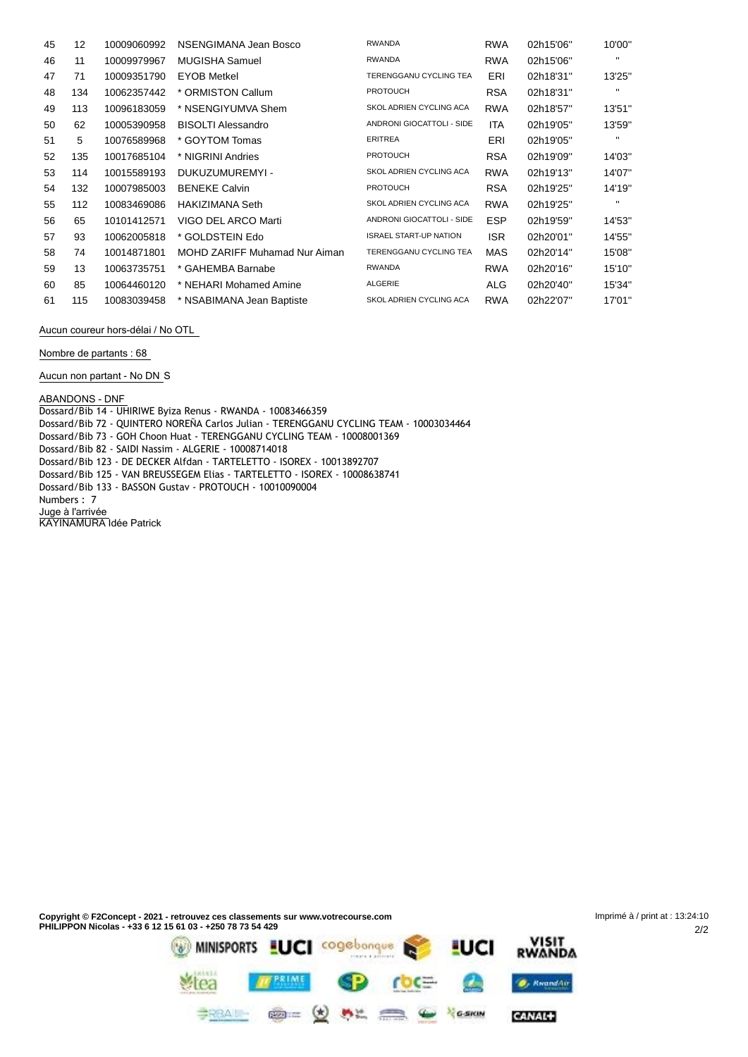| 45 | 12 | 10009060992 | NSENGIMANA Jean Bosco | RWANDA | RWA | 02h15'06'' | 10'00'' |
|---|---|---|---|---|---|---|---|
| 46 | 11 | 10009979967 | MUGISHA Samuel | RWANDA | RWA | 02h15'06'' | '' |
| 47 | 71 | 10009351790 | EYOB Metkel | TERENGGANU CYCLING TEA | ERI | 02h18'31'' | 13'25'' |
| 48 | 134 | 10062357442 | * ORMISTON Callum | PROTOUCH | RSA | 02h18'31'' | '' |
| 49 | 113 | 10096183059 | * NSENGIYUMVA Shem | SKOL ADRIEN CYCLING ACA | RWA | 02h18'57'' | 13'51'' |
| 50 | 62 | 10005390958 | BISOLTI Alessandro | ANDRONI GIOCATTOLI - SIDE | ITA | 02h19'05'' | 13'59'' |
| 51 | 5 | 10076589968 | * GOYTOM Tomas | ERITREA | ERI | 02h19'05'' | '' |
| 52 | 135 | 10017685104 | * NIGRINI Andries | PROTOUCH | RSA | 02h19'09'' | 14'03'' |
| 53 | 114 | 10015589193 | DUKUZUMUREMYI - | SKOL ADRIEN CYCLING ACA | RWA | 02h19'13'' | 14'07'' |
| 54 | 132 | 10007985003 | BENEKE Calvin | PROTOUCH | RSA | 02h19'25'' | 14'19'' |
| 55 | 112 | 10083469086 | HAKIZIMANA Seth | SKOL ADRIEN CYCLING ACA | RWA | 02h19'25'' | '' |
| 56 | 65 | 10101412571 | VIGO DEL ARCO Marti | ANDRONI GIOCATTOLI - SIDE | ESP | 02h19'59'' | 14'53'' |
| 57 | 93 | 10062005818 | * GOLDSTEIN Edo | ISRAEL START-UP NATION | ISR | 02h20'01'' | 14'55'' |
| 58 | 74 | 10014871801 | MOHD ZARIFF Muhamad Nur Aiman | TERENGGANU CYCLING TEA | MAS | 02h20'14'' | 15'08'' |
| 59 | 13 | 10063735751 | * GAHEMBA Barnabe | RWANDA | RWA | 02h20'16'' | 15'10'' |
| 60 | 85 | 10064460120 | * NEHARI Mohamed Amine | ALGERIE | ALG | 02h20'40'' | 15'34'' |
| 61 | 115 | 10083039458 | * NSABIMANA Jean Baptiste | SKOL ADRIEN CYCLING ACA | RWA | 02h22'07'' | 17'01'' |

Aucun coureur hors-délai / No OTL

Nombre de partants : 68

Aucun non partant - No DN S

ABANDONS - DNF
Dossard/Bib 14 - UHIRIWE Byiza Renus - RWANDA - 10083466359
Dossard/Bib 72 - QUINTERO NOREÑA Carlos Julian - TERENGGANU CYCLING TEAM - 10003034464
Dossard/Bib 73 - GOH Choon Huat - TERENGGANU CYCLING TEAM - 10008001369
Dossard/Bib 82 - SAIDI Nassim - ALGERIE - 10008714018
Dossard/Bib 123 - DE DECKER Alfdan - TARTELETTO - ISOREX - 10013892707
Dossard/Bib 125 - VAN BREUSSEGEM Elias - TARTELETTO - ISOREX - 10008638741
Dossard/Bib 133 - BASSON Gustav - PROTOUCH - 10010090004
Numbers : 7

Juge à l'arrivée
KAYINAMURA Idée Patrick

**Copyright © F2Concept - 2021 - retrouvez ces classements sur www.votrecourse.com**
**PHILIPPON Nicolas - +33 6 12 15 61 03 - +250 78 73 54 429**

Imprimé à / print at : 13:24:10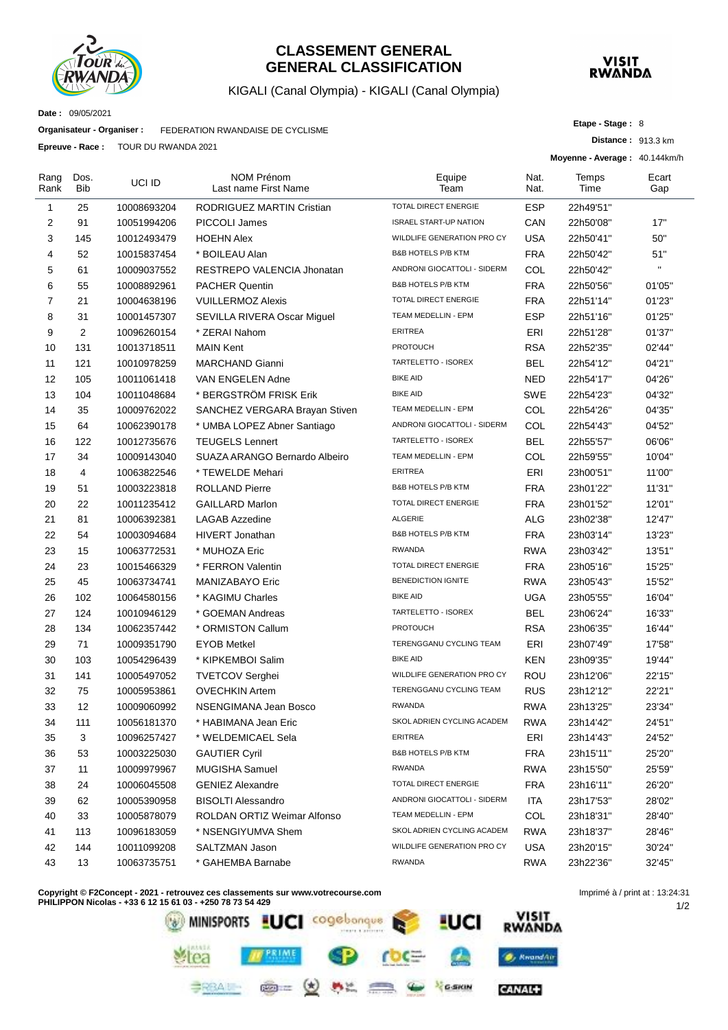# CLASSEMENT GENERAL
# GENERAL CLASSIFICATION

KIGALI (Canal Olympia) - KIGALI (Canal Olympia)

**Date :** 09/05/2021

**Organisateur - Organiser :** FEDERATION RWANDAISE DE CYCLISME

**Epreuve - Race :** TOUR DU RWANDA 2021

**Etape - Stage :** 8

**Distance :** 913.3 km

**Moyenne - Average :** 40.144km/h

| Rang Rank | Dos. Bib | UCI ID | NOM Prénom Last name First Name | Equipe Team | Nat. Nat. | Temps Time | Ecart Gap |
|---|---|---|---|---|---|---|---|
| 1 | 25 | 10008693204 | RODRIGUEZ MARTIN Cristian | TOTAL DIRECT ENERGIE | ESP | 22h49'51'' | |
| 2 | 91 | 10051994206 | PICCOLI James | ISRAEL START-UP NATION | CAN | 22h50'08'' | 17'' |
| 3 | 145 | 10012493479 | HOEHN Alex | WILDLIFE GENERATION PRO CY | USA | 22h50'41'' | 50'' |
| 4 | 52 | 10015837454 | * BOILEAU Alan | B&B HOTELS P/B KTM | FRA | 22h50'42'' | 51'' |
| 5 | 61 | 10009037552 | RESTREPO VALENCIA Jhonatan | ANDRONI GIOCATTOLI - SIDERM | COL | 22h50'42'' | '' |
| 6 | 55 | 10008892961 | PACHER Quentin | B&B HOTELS P/B KTM | FRA | 22h50'56'' | 01'05'' |
| 7 | 21 | 10004638196 | VUILLERMOZ Alexis | TOTAL DIRECT ENERGIE | FRA | 22h51'14'' | 01'23'' |
| 8 | 31 | 10001457307 | SEVILLA RIVERA Oscar Miguel | TEAM MEDELLIN - EPM | ESP | 22h51'16'' | 01'25'' |
| 9 | 2 | 10096260154 | * ZERAI Nahom | ERITREA | ERI | 22h51'28'' | 01'37'' |
| 10 | 131 | 10013718511 | MAIN Kent | PROTOUCH | RSA | 22h52'35'' | 02'44'' |
| 11 | 121 | 10010978259 | MARCHAND Gianni | TARTELETTO - ISOREX | BEL | 22h54'12'' | 04'21'' |
| 12 | 105 | 10011061418 | VAN ENGELEN Adne | BIKE AID | NED | 22h54'17'' | 04'26'' |
| 13 | 104 | 10011048684 | * BERGSTRÖM FRISK Erik | BIKE AID | SWE | 22h54'23'' | 04'32'' |
| 14 | 35 | 10009762022 | SANCHEZ VERGARA Brayan Stiven | TEAM MEDELLIN - EPM | COL | 22h54'26'' | 04'35'' |
| 15 | 64 | 10062390178 | * UMBA LOPEZ Abner Santiago | ANDRONI GIOCATTOLI - SIDERM | COL | 22h54'43'' | 04'52'' |
| 16 | 122 | 10012735676 | TEUGELS Lennert | TARTELETTO - ISOREX | BEL | 22h55'57'' | 06'06'' |
| 17 | 34 | 10009143040 | SUAZA ARANGO Bernardo Albeiro | TEAM MEDELLIN - EPM | COL | 22h59'55'' | 10'04'' |
| 18 | 4 | 10063822546 | * TEWELDE Mehari | ERITREA | ERI | 23h00'51'' | 11'00'' |
| 19 | 51 | 10003223818 | ROLLAND Pierre | B&B HOTELS P/B KTM | FRA | 23h01'22'' | 11'31'' |
| 20 | 22 | 10011235412 | GAILLARD Marlon | TOTAL DIRECT ENERGIE | FRA | 23h01'52'' | 12'01'' |
| 21 | 81 | 10006392381 | LAGAB Azzedine | ALGERIE | ALG | 23h02'38'' | 12'47'' |
| 22 | 54 | 10003094684 | HIVERT Jonathan | B&B HOTELS P/B KTM | FRA | 23h03'14'' | 13'23'' |
| 23 | 15 | 10063772531 | * MUHOZA Eric | RWANDA | RWA | 23h03'42'' | 13'51'' |
| 24 | 23 | 10015466329 | * FERRON Valentin | TOTAL DIRECT ENERGIE | FRA | 23h05'16'' | 15'25'' |
| 25 | 45 | 10063734741 | MANIZABAYO Eric | BENEDICTION IGNITE | RWA | 23h05'43'' | 15'52'' |
| 26 | 102 | 10064580156 | * KAGIMU Charles | BIKE AID | UGA | 23h05'55'' | 16'04'' |
| 27 | 124 | 10010946129 | * GOEMAN Andreas | TARTELETTO - ISOREX | BEL | 23h06'24'' | 16'33'' |
| 28 | 134 | 10062357442 | * ORMISTON Callum | PROTOUCH | RSA | 23h06'35'' | 16'44'' |
| 29 | 71 | 10009351790 | EYOB Metkel | TERENGGANU CYCLING TEAM | ERI | 23h07'49'' | 17'58'' |
| 30 | 103 | 10054296439 | * KIPKEMBOI Salim | BIKE AID | KEN | 23h09'35'' | 19'44'' |
| 31 | 141 | 10005497052 | TVETCOV Serghei | WILDLIFE GENERATION PRO CY | ROU | 23h12'06'' | 22'15'' |
| 32 | 75 | 10005953861 | OVECHKIN Artem | TERENGGANU CYCLING TEAM | RUS | 23h12'12'' | 22'21'' |
| 33 | 12 | 10009060992 | NSENGIMANA Jean Bosco | RWANDA | RWA | 23h13'25'' | 23'34'' |
| 34 | 111 | 10056181370 | * HABIMANA Jean Eric | SKOL ADRIEN CYCLING ACADEM | RWA | 23h14'42'' | 24'51'' |
| 35 | 3 | 10096257427 | * WELDEMICAEL Sela | ERITREA | ERI | 23h14'43'' | 24'52'' |
| 36 | 53 | 10003225030 | GAUTIER Cyril | B&B HOTELS P/B KTM | FRA | 23h15'11'' | 25'20'' |
| 37 | 11 | 10009979967 | MUGISHA Samuel | RWANDA | RWA | 23h15'50'' | 25'59'' |
| 38 | 24 | 10006045508 | GENIEZ Alexandre | TOTAL DIRECT ENERGIE | FRA | 23h16'11'' | 26'20'' |
| 39 | 62 | 10005390958 | BISOLTI Alessandro | ANDRONI GIOCATTOLI - SIDERM | ITA | 23h17'53'' | 28'02'' |
| 40 | 33 | 10005878079 | ROLDAN ORTIZ Weimar Alfonso | TEAM MEDELLIN - EPM | COL | 23h18'31'' | 28'40'' |
| 41 | 113 | 10096183059 | * NSENGIYUMVA Shem | SKOL ADRIEN CYCLING ACADEM | RWA | 23h18'37'' | 28'46'' |
| 42 | 144 | 10011099208 | SALTZMAN Jason | WILDLIFE GENERATION PRO CY | USA | 23h20'15'' | 30'24'' |
| 43 | 13 | 10063735751 | * GAHEMBA Barnabe | RWANDA | RWA | 23h22'36'' | 32'45'' |

**Copyright © F2Concept - 2021 - retrouvez ces classements sur www.votrecourse.com**
**PHILIPPON Nicolas - +33 6 12 15 61 03 - +250 78 73 54 429**

Imprimé à / print at : 13:24:31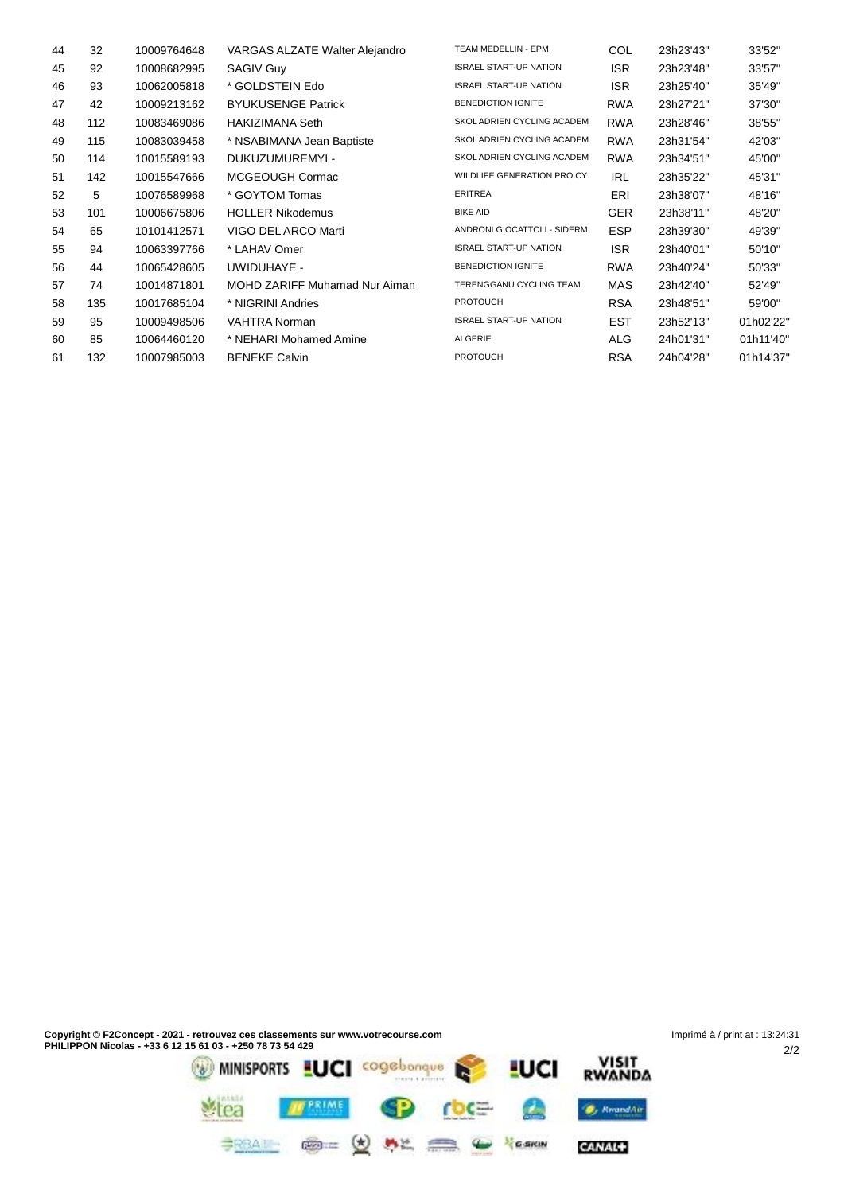| 44 | 32 | 10009764648 | VARGAS ALZATE Walter Alejandro | TEAM MEDELLIN - EPM | COL | 23h23'43'' | 33'52'' |
|---|---|---|---|---|---|---|---|
| 45 | 92 | 10008682995 | SAGIV Guy | ISRAEL START-UP NATION | ISR | 23h23'48'' | 33'57'' |
| 46 | 93 | 10062005818 | * GOLDSTEIN Edo | ISRAEL START-UP NATION | ISR | 23h25'40'' | 35'49'' |
| 47 | 42 | 10009213162 | BYUKUSENGE Patrick | BENEDICTION IGNITE | RWA | 23h27'21'' | 37'30'' |
| 48 | 112 | 10083469086 | HAKIZIMANA Seth | SKOL ADRIEN CYCLING ACADEM | RWA | 23h28'46'' | 38'55'' |
| 49 | 115 | 10083039458 | * NSABIMANA Jean Baptiste | SKOL ADRIEN CYCLING ACADEM | RWA | 23h31'54'' | 42'03'' |
| 50 | 114 | 10015589193 | DUKUZUMUREMYI - | SKOL ADRIEN CYCLING ACADEM | RWA | 23h34'51'' | 45'00'' |
| 51 | 142 | 10015547666 | MCGEOUGH Cormac | WILDLIFE GENERATION PRO CY | IRL | 23h35'22'' | 45'31'' |
| 52 | 5 | 10076589968 | * GOYTOM Tomas | ERITREA | ERI | 23h38'07'' | 48'16'' |
| 53 | 101 | 10006675806 | HOLLER Nikodemus | BIKE AID | GER | 23h38'11'' | 48'20'' |
| 54 | 65 | 10101412571 | VIGO DEL ARCO Marti | ANDRONI GIOCATTOLI - SIDERM | ESP | 23h39'30'' | 49'39'' |
| 55 | 94 | 10063397766 | * LAHAV Omer | ISRAEL START-UP NATION | ISR | 23h40'01'' | 50'10'' |
| 56 | 44 | 10065428605 | UWIDUHAYE - | BENEDICTION IGNITE | RWA | 23h40'24'' | 50'33'' |
| 57 | 74 | 10014871801 | MOHD ZARIFF Muhamad Nur Aiman | TERENGGANU CYCLING TEAM | MAS | 23h42'40'' | 52'49'' |
| 58 | 135 | 10017685104 | * NIGRINI Andries | PROTOUCH | RSA | 23h48'51'' | 59'00'' |
| 59 | 95 | 10009498506 | VAHTRA Norman | ISRAEL START-UP NATION | EST | 23h52'13'' | 01h02'22'' |
| 60 | 85 | 10064460120 | * NEHARI Mohamed Amine | ALGERIE | ALG | 24h01'31'' | 01h11'40'' |
| 61 | 132 | 10007985003 | BENEKE Calvin | PROTOUCH | RSA | 24h04'28'' | 01h14'37'' |

**Copyright © F2Concept - 2021 - retrouvez ces classements sur www.votrecourse.com**
**PHILIPPON Nicolas - +33 6 12 15 61 03 - +250 78 73 54 429**

Imprimé à / print at : 13:24:31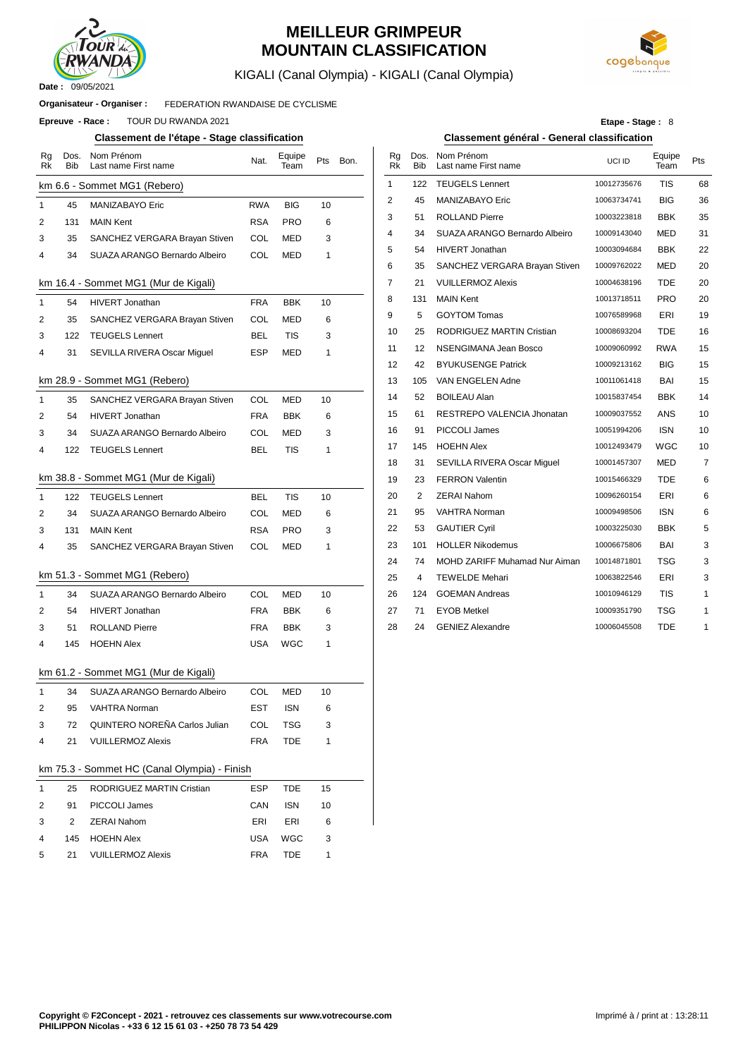# MEILLEUR GRIMPEUR
# MOUNTAIN CLASSIFICATION

KIGALI (Canal Olympia) - KIGALI (Canal Olympia)

**Date :** 09/05/2021

**Organisateur - Organiser :** FEDERATION RWANDAISE DE CYCLISME

**Epreuve - Race :** TOUR DU RWANDA 2021

**Etape - Stage :** 8

## Classement de l'étape - Stage classification

| Rg Rk | Dos. Bib | Nom Prénom Last name First name | Nat. | Equipe Team | Pts | Bon. |
|---|---|---|---|---|---|---|
| **km 6.6 - Sommet MG1 (Rebero)** | | | | | | |
| 1 | 45 | MANIZABAYO Eric | RWA | BIG | 10 | |
| 2 | 131 | MAIN Kent | RSA | PRO | 6 | |
| 3 | 35 | SANCHEZ VERGARA Brayan Stiven | COL | MED | 3 | |
| 4 | 34 | SUAZA ARANGO Bernardo Albeiro | COL | MED | 1 | |
| **km 16.4 - Sommet MG1 (Mur de Kigali)** | | | | | | |
| 1 | 54 | HIVERT Jonathan | FRA | BBK | 10 | |
| 2 | 35 | SANCHEZ VERGARA Brayan Stiven | COL | MED | 6 | |
| 3 | 122 | TEUGELS Lennert | BEL | TIS | 3 | |
| 4 | 31 | SEVILLA RIVERA Oscar Miguel | ESP | MED | 1 | |
| **km 28.9 - Sommet MG1 (Rebero)** | | | | | | |
| 1 | 35 | SANCHEZ VERGARA Brayan Stiven | COL | MED | 10 | |
| 2 | 54 | HIVERT Jonathan | FRA | BBK | 6 | |
| 3 | 34 | SUAZA ARANGO Bernardo Albeiro | COL | MED | 3 | |
| 4 | 122 | TEUGELS Lennert | BEL | TIS | 1 | |
| **km 38.8 - Sommet MG1 (Mur de Kigali)** | | | | | | |
| 1 | 122 | TEUGELS Lennert | BEL | TIS | 10 | |
| 2 | 34 | SUAZA ARANGO Bernardo Albeiro | COL | MED | 6 | |
| 3 | 131 | MAIN Kent | RSA | PRO | 3 | |
| 4 | 35 | SANCHEZ VERGARA Brayan Stiven | COL | MED | 1 | |
| **km 51.3 - Sommet MG1 (Rebero)** | | | | | | |
| 1 | 34 | SUAZA ARANGO Bernardo Albeiro | COL | MED | 10 | |
| 2 | 54 | HIVERT Jonathan | FRA | BBK | 6 | |
| 3 | 51 | ROLLAND Pierre | FRA | BBK | 3 | |
| 4 | 145 | HOEHN Alex | USA | WGC | 1 | |
| **km 61.2 - Sommet MG1 (Mur de Kigali)** | | | | | | |
| 1 | 34 | SUAZA ARANGO Bernardo Albeiro | COL | MED | 10 | |
| 2 | 95 | VAHTRA Norman | EST | ISN | 6 | |
| 3 | 72 | QUINTERO NOREÑA Carlos Julian | COL | TSG | 3 | |
| 4 | 21 | VUILLERMOZ Alexis | FRA | TDE | 1 | |
| **km 75.3 - Sommet HC (Canal Olympia) - Finish** | | | | | | |
| 1 | 25 | RODRIGUEZ MARTIN Cristian | ESP | TDE | 15 | |
| 2 | 91 | PICCOLI James | CAN | ISN | 10 | |
| 3 | 2 | ZERAI Nahom | ERI | ERI | 6 | |
| 4 | 145 | HOEHN Alex | USA | WGC | 3 | |
| 5 | 21 | VUILLERMOZ Alexis | FRA | TDE | 1 | |

## Classement général - General classification

| Rg Rk | Dos. Bib | Nom Prénom Last name First name | UCI ID | Equipe Team | Pts |
|---|---|---|---|---|---|
| 1 | 122 | TEUGELS Lennert | 10012735676 | TIS | 68 |
| 2 | 45 | MANIZABAYO Eric | 10063734741 | BIG | 36 |
| 3 | 51 | ROLLAND Pierre | 10003223818 | BBK | 35 |
| 4 | 34 | SUAZA ARANGO Bernardo Albeiro | 10009143040 | MED | 31 |
| 5 | 54 | HIVERT Jonathan | 10003094684 | BBK | 22 |
| 6 | 35 | SANCHEZ VERGARA Brayan Stiven | 10009762022 | MED | 20 |
| 7 | 21 | VUILLERMOZ Alexis | 10004638196 | TDE | 20 |
| 8 | 131 | MAIN Kent | 10013718511 | PRO | 20 |
| 9 | 5 | GOYTOM Tomas | 10076589968 | ERI | 19 |
| 10 | 25 | RODRIGUEZ MARTIN Cristian | 10008693204 | TDE | 16 |
| 11 | 12 | NSENGIMANA Jean Bosco | 10009060992 | RWA | 15 |
| 12 | 42 | BYUKUSENGE Patrick | 10009213162 | BIG | 15 |
| 13 | 105 | VAN ENGELEN Adne | 10011061418 | BAI | 15 |
| 14 | 52 | BOILEAU Alan | 10015837454 | BBK | 14 |
| 15 | 61 | RESTREPO VALENCIA Jhonatan | 10009037552 | ANS | 10 |
| 16 | 91 | PICCOLI James | 10051994206 | ISN | 10 |
| 17 | 145 | HOEHN Alex | 10012493479 | WGC | 10 |
| 18 | 31 | SEVILLA RIVERA Oscar Miguel | 10001457307 | MED | 7 |
| 19 | 23 | FERRON Valentin | 10015466329 | TDE | 6 |
| 20 | 2 | ZERAI Nahom | 10096260154 | ERI | 6 |
| 21 | 95 | VAHTRA Norman | 10009498506 | ISN | 6 |
| 22 | 53 | GAUTIER Cyril | 10003225030 | BBK | 5 |
| 23 | 101 | HOLLER Nikodemus | 10006675806 | BAI | 3 |
| 24 | 74 | MOHD ZARIFF Muhamad Nur Aiman | 10014871801 | TSG | 3 |
| 25 | 4 | TEWELDE Mehari | 10063822546 | ERI | 3 |
| 26 | 124 | GOEMAN Andreas | 10010946129 | TIS | 1 |
| 27 | 71 | EYOB Metkel | 10009351790 | TSG | 1 |
| 28 | 24 | GENIEZ Alexandre | 10006045508 | TDE | 1 |

**Copyright © F2Concept - 2021 - retrouvez ces classements sur www.votrecourse.com**
**PHILIPPON Nicolas - +33 6 12 15 61 03 - +250 78 73 54 429**

Imprimé à / print at : 13:28:11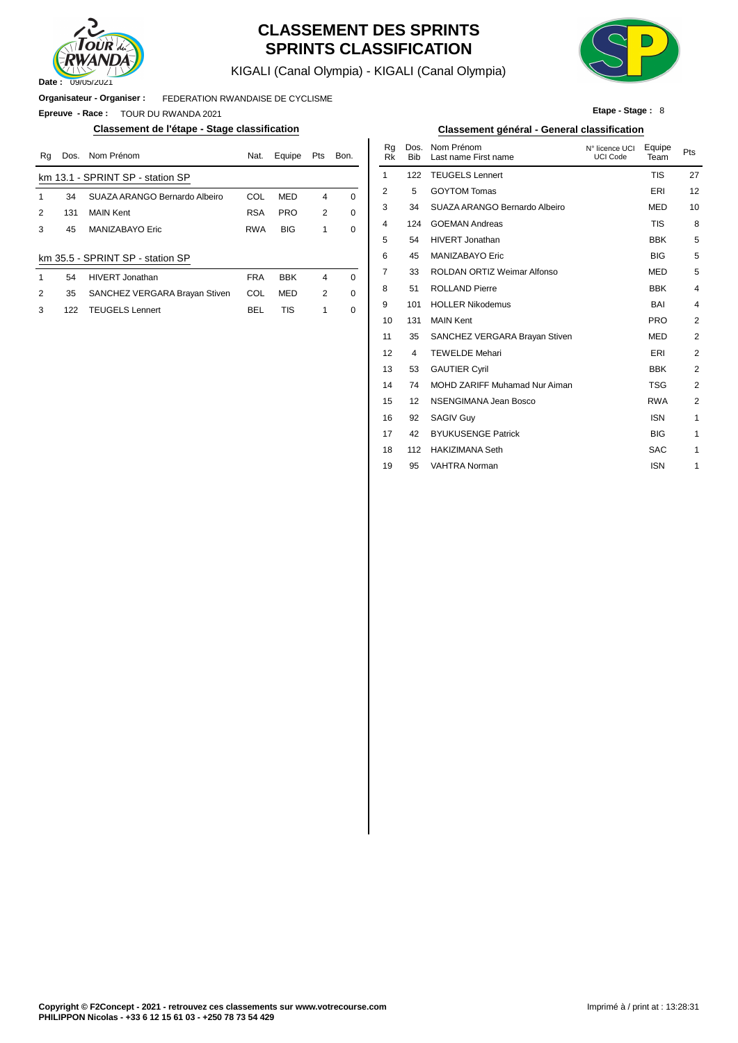# CLASSEMENT DES SPRINTS
# SPRINTS CLASSIFICATION

KIGALI (Canal Olympia) - KIGALI (Canal Olympia)

**Date :** 09/05/2021

**Organisateur - Organiser :** FEDERATION RWANDAISE DE CYCLISME

**Epreuve - Race :** TOUR DU RWANDA 2021

**Etape - Stage :** 8

## Classement de l'étape - Stage classification

**km 13.1 - SPRINT SP - station SP**

| Rg | Dos. | Nom Prénom | Nat. | Equipe | Pts | Bon. |
|---|---|---|---|---|---|---|
| 1 | 34 | SUAZA ARANGO Bernardo Albeiro | COL | MED | 4 | 0 |
| 2 | 131 | MAIN Kent | RSA | PRO | 2 | 0 |
| 3 | 45 | MANIZABAYO Eric | RWA | BIG | 1 | 0 |

**km 35.5 - SPRINT SP - station SP**

| Rg | Dos. | Nom Prénom | Nat. | Equipe | Pts | Bon. |
|---|---|---|---|---|---|---|
| 1 | 54 | HIVERT Jonathan | FRA | BBK | 4 | 0 |
| 2 | 35 | SANCHEZ VERGARA Brayan Stiven | COL | MED | 2 | 0 |
| 3 | 122 | TEUGELS Lennert | BEL | TIS | 1 | 0 |

## Classement général - General classification

| Rg Rk | Dos. Bib | Nom Prénom Last name First name | N° licence UCI UCI Code | Equipe Team | Pts |
|---|---|---|---|---|---|
| 1 | 122 | TEUGELS Lennert | | TIS | 27 |
| 2 | 5 | GOYTOM Tomas | | ERI | 12 |
| 3 | 34 | SUAZA ARANGO Bernardo Albeiro | | MED | 10 |
| 4 | 124 | GOEMAN Andreas | | TIS | 8 |
| 5 | 54 | HIVERT Jonathan | | BBK | 5 |
| 6 | 45 | MANIZABAYO Eric | | BIG | 5 |
| 7 | 33 | ROLDAN ORTIZ Weimar Alfonso | | MED | 5 |
| 8 | 51 | ROLLAND Pierre | | BBK | 4 |
| 9 | 101 | HOLLER Nikodemus | | BAI | 4 |
| 10 | 131 | MAIN Kent | | PRO | 2 |
| 11 | 35 | SANCHEZ VERGARA Brayan Stiven | | MED | 2 |
| 12 | 4 | TEWELDE Mehari | | ERI | 2 |
| 13 | 53 | GAUTIER Cyril | | BBK | 2 |
| 14 | 74 | MOHD ZARIFF Muhamad Nur Aiman | | TSG | 2 |
| 15 | 12 | NSENGIMANA Jean Bosco | | RWA | 2 |
| 16 | 92 | SAGIV Guy | | ISN | 1 |
| 17 | 42 | BYUKUSENGE Patrick | | BIG | 1 |
| 18 | 112 | HAKIZIMANA Seth | | SAC | 1 |
| 19 | 95 | VAHTRA Norman | | ISN | 1 |

**Copyright © F2Concept - 2021 - retrouvez ces classements sur www.votrecourse.com**
**PHILIPPON Nicolas - +33 6 12 15 61 03 - +250 78 73 54 429**

Imprimé à / print at : 13:28:31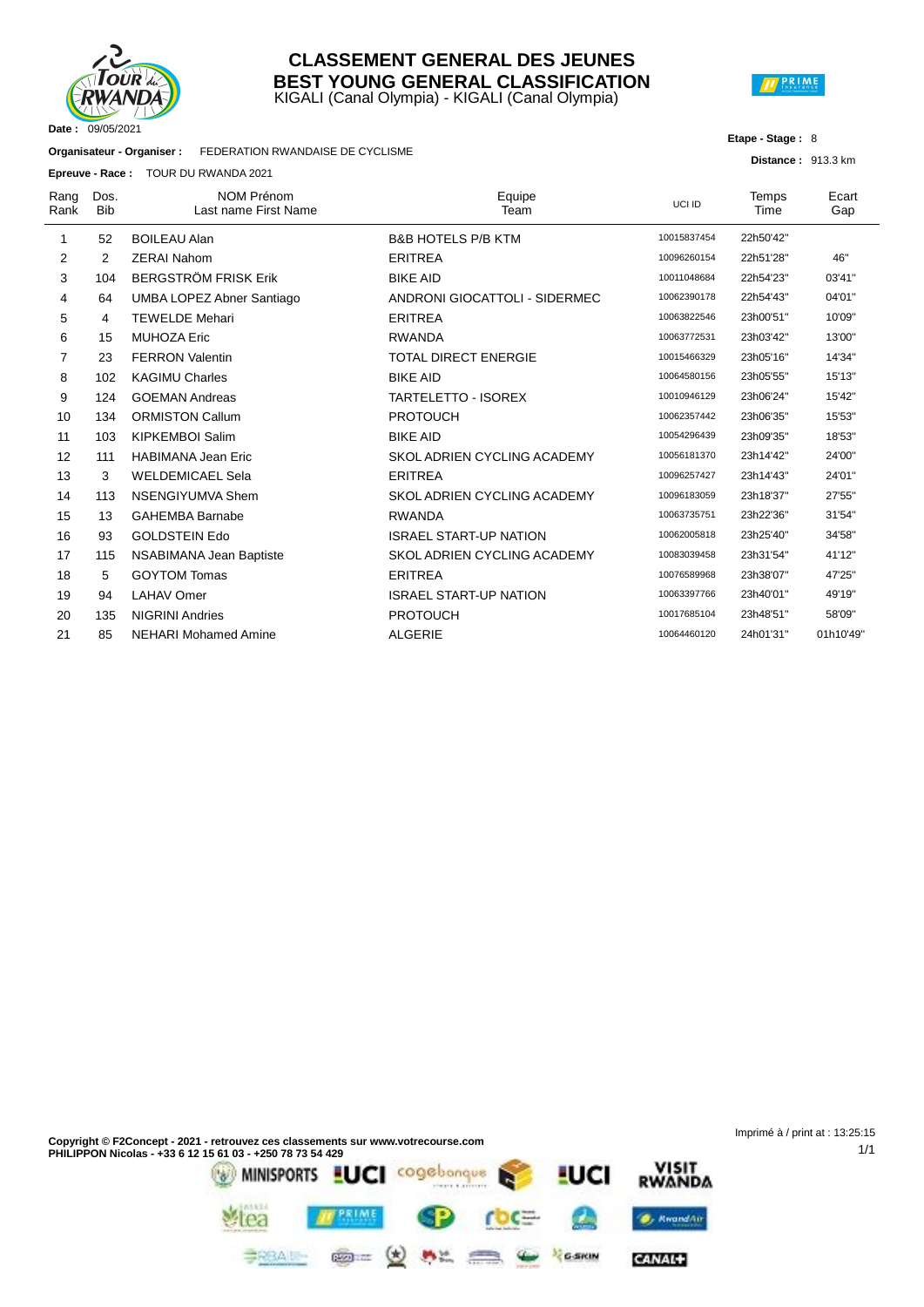# CLASSEMENT GENERAL DES JEUNES
# BEST YOUNG GENERAL CLASSIFICATION

KIGALI (Canal Olympia) - KIGALI (Canal Olympia)

**Date :** 09/05/2021

**Organisateur - Organiser :** FEDERATION RWANDAISE DE CYCLISME

**Epreuve - Race :** TOUR DU RWANDA 2021

**Etape - Stage :** 8

**Distance :** 913.3 km

| Rang Rank | Dos. Bib | NOM Prénom Last name First Name | Equipe Team | UCI ID | Temps Time | Ecart Gap |
|---|---|---|---|---|---|---|
| 1 | 52 | BOILEAU Alan | B&B HOTELS P/B KTM | 10015837454 | 22h50'42'' | |
| 2 | 2 | ZERAI Nahom | ERITREA | 10096260154 | 22h51'28'' | 46'' |
| 3 | 104 | BERGSTRÖM FRISK Erik | BIKE AID | 10011048684 | 22h54'23'' | 03'41'' |
| 4 | 64 | UMBA LOPEZ Abner Santiago | ANDRONI GIOCATTOLI - SIDERMEC | 10062390178 | 22h54'43'' | 04'01'' |
| 5 | 4 | TEWELDE Mehari | ERITREA | 10063822546 | 23h00'51'' | 10'09'' |
| 6 | 15 | MUHOZA Eric | RWANDA | 10063772531 | 23h03'42'' | 13'00'' |
| 7 | 23 | FERRON Valentin | TOTAL DIRECT ENERGIE | 10015466329 | 23h05'16'' | 14'34'' |
| 8 | 102 | KAGIMU Charles | BIKE AID | 10064580156 | 23h05'55'' | 15'13'' |
| 9 | 124 | GOEMAN Andreas | TARTELETTO - ISOREX | 10010946129 | 23h06'24'' | 15'42'' |
| 10 | 134 | ORMISTON Callum | PROTOUCH | 10062357442 | 23h06'35'' | 15'53'' |
| 11 | 103 | KIPKEMBOI Salim | BIKE AID | 10054296439 | 23h09'35'' | 18'53'' |
| 12 | 111 | HABIMANA Jean Eric | SKOL ADRIEN CYCLING ACADEMY | 10056181370 | 23h14'42'' | 24'00'' |
| 13 | 3 | WELDEMICAEL Sela | ERITREA | 10096257427 | 23h14'43'' | 24'01'' |
| 14 | 113 | NSENGIYUMVA Shem | SKOL ADRIEN CYCLING ACADEMY | 10096183059 | 23h18'37'' | 27'55'' |
| 15 | 13 | GAHEMBA Barnabe | RWANDA | 10063735751 | 23h22'36'' | 31'54'' |
| 16 | 93 | GOLDSTEIN Edo | ISRAEL START-UP NATION | 10062005818 | 23h25'40'' | 34'58'' |
| 17 | 115 | NSABIMANA Jean Baptiste | SKOL ADRIEN CYCLING ACADEMY | 10083039458 | 23h31'54'' | 41'12'' |
| 18 | 5 | GOYTOM Tomas | ERITREA | 10076589968 | 23h38'07'' | 47'25'' |
| 19 | 94 | LAHAV Omer | ISRAEL START-UP NATION | 10063397766 | 23h40'01'' | 49'19'' |
| 20 | 135 | NIGRINI Andries | PROTOUCH | 10017685104 | 23h48'51'' | 58'09'' |
| 21 | 85 | NEHARI Mohamed Amine | ALGERIE | 10064460120 | 24h01'31'' | 01h10'49'' |

**Copyright © F2Concept - 2021 - retrouvez ces classements sur www.votrecourse.com**
**PHILIPPON Nicolas - +33 6 12 15 61 03 - +250 78 73 54 429**

Imprimé à / print at : 13:25:15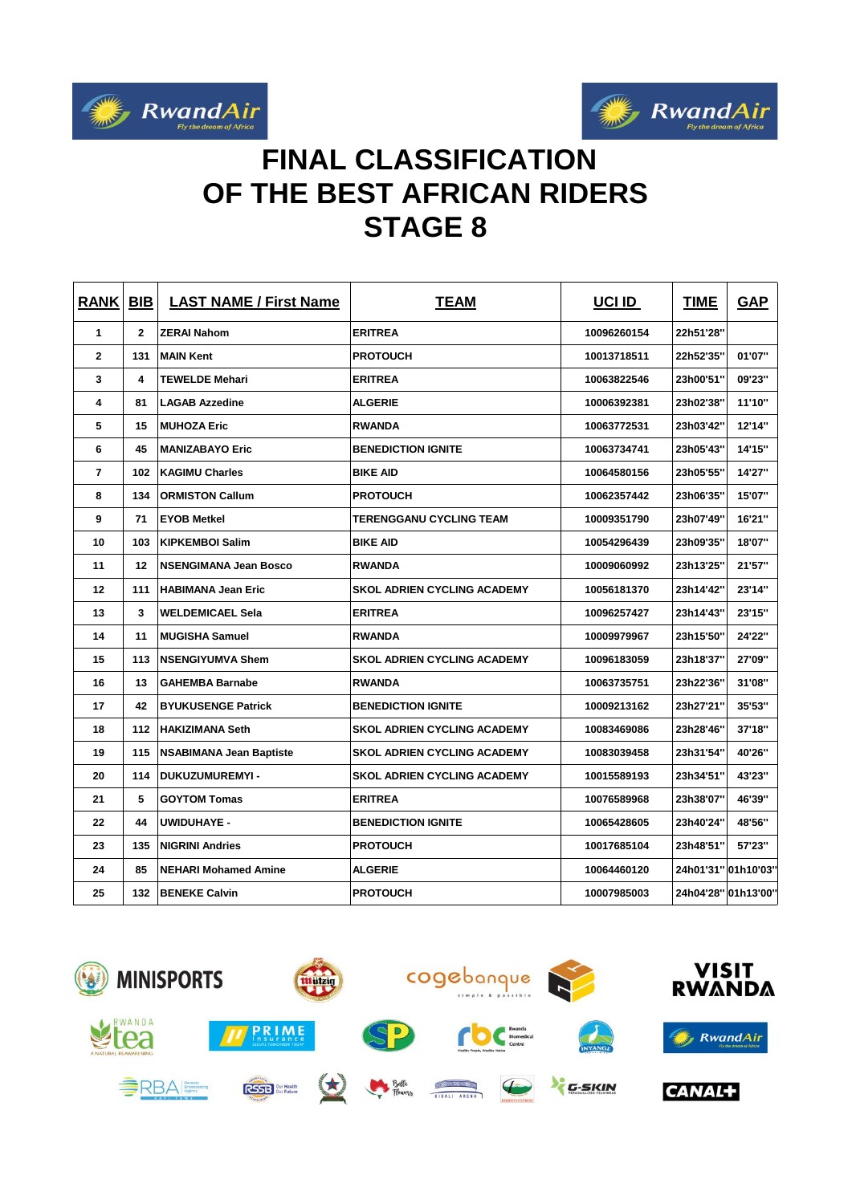# FINAL CLASSIFICATION OF THE BEST AFRICAN RIDERS STAGE 8

| RANK | BIB | LAST NAME / First Name | TEAM | UCI ID | TIME | GAP |
|---|---|---|---|---|---|---|
| 1 | 2 | ZERAI Nahom | ERITREA | 10096260154 | 22h51'28'' | |
| 2 | 131 | MAIN Kent | PROTOUCH | 10013718511 | 22h52'35'' | 01'07'' |
| 3 | 4 | TEWELDE Mehari | ERITREA | 10063822546 | 23h00'51'' | 09'23'' |
| 4 | 81 | LAGAB Azzedine | ALGERIE | 10006392381 | 23h02'38'' | 11'10'' |
| 5 | 15 | MUHOZA Eric | RWANDA | 10063772531 | 23h03'42'' | 12'14'' |
| 6 | 45 | MANIZABAYO Eric | BENEDICTION IGNITE | 10063734741 | 23h05'43'' | 14'15'' |
| 7 | 102 | KAGIMU Charles | BIKE AID | 10064580156 | 23h05'55'' | 14'27'' |
| 8 | 134 | ORMISTON Callum | PROTOUCH | 10062357442 | 23h06'35'' | 15'07'' |
| 9 | 71 | EYOB Metkel | TERENGGANU CYCLING TEAM | 10009351790 | 23h07'49'' | 16'21'' |
| 10 | 103 | KIPKEMBOI Salim | BIKE AID | 10054296439 | 23h09'35'' | 18'07'' |
| 11 | 12 | NSENGIMANA Jean Bosco | RWANDA | 10009060992 | 23h13'25'' | 21'57'' |
| 12 | 111 | HABIMANA Jean Eric | SKOL ADRIEN CYCLING ACADEMY | 10056181370 | 23h14'42'' | 23'14'' |
| 13 | 3 | WELDEMICAEL Sela | ERITREA | 10096257427 | 23h14'43'' | 23'15'' |
| 14 | 11 | MUGISHA Samuel | RWANDA | 10009979967 | 23h15'50'' | 24'22'' |
| 15 | 113 | NSENGIYUMVA Shem | SKOL ADRIEN CYCLING ACADEMY | 10096183059 | 23h18'37'' | 27'09'' |
| 16 | 13 | GAHEMBA Barnabe | RWANDA | 10063735751 | 23h22'36'' | 31'08'' |
| 17 | 42 | BYUKUSENGE Patrick | BENEDICTION IGNITE | 10009213162 | 23h27'21'' | 35'53'' |
| 18 | 112 | HAKIZIMANA Seth | SKOL ADRIEN CYCLING ACADEMY | 10083469086 | 23h28'46'' | 37'18'' |
| 19 | 115 | NSABIMANA Jean Baptiste | SKOL ADRIEN CYCLING ACADEMY | 10083039458 | 23h31'54'' | 40'26'' |
| 20 | 114 | DUKUZUMUREMYI - | SKOL ADRIEN CYCLING ACADEMY | 10015589193 | 23h34'51'' | 43'23'' |
| 21 | 5 | GOYTOM Tomas | ERITREA | 10076589968 | 23h38'07'' | 46'39'' |
| 22 | 44 | UWIDUHAYE - | BENEDICTION IGNITE | 10065428605 | 23h40'24'' | 48'56'' |
| 23 | 135 | NIGRINI Andries | PROTOUCH | 10017685104 | 23h48'51'' | 57'23'' |
| 24 | 85 | NEHARI Mohamed Amine | ALGERIE | 10064460120 | 24h01'31'' | 01h10'03'' |
| 25 | 132 | BENEKE Calvin | PROTOUCH | 10007985003 | 24h04'28'' | 01h13'00'' |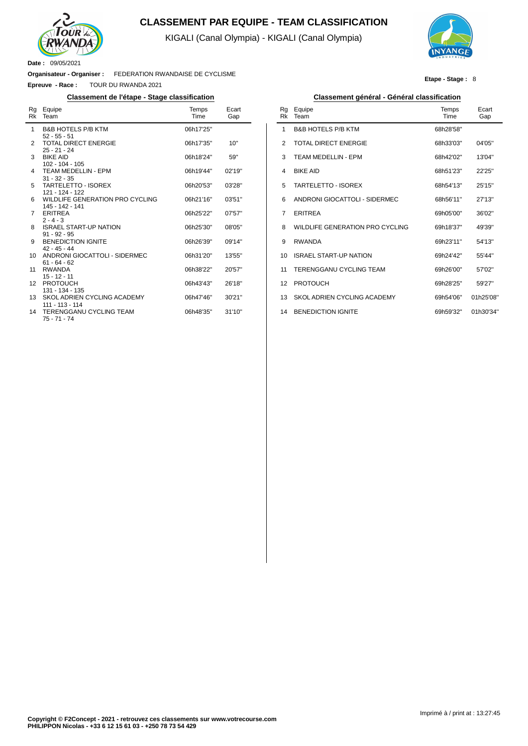# CLASSEMENT PAR EQUIPE - TEAM CLASSIFICATION

KIGALI (Canal Olympia) - KIGALI (Canal Olympia)

**Date :** 09/05/2021

**Organisateur - Organiser :** FEDERATION RWANDAISE DE CYCLISME

**Epreuve - Race :** TOUR DU RWANDA 2021

**Etape - Stage :** 8

### Classement de l'étape - Stage classification

| Rg Rk | Equipe Team | Temps Time | Ecart Gap |
|---|---|---|---|
| 1 | B&B HOTELS P/B KTM<br>52 - 55 - 51 | 06h17'25'' | |
| 2 | TOTAL DIRECT ENERGIE<br>25 - 21 - 24 | 06h17'35'' | 10'' |
| 3 | BIKE AID<br>102 - 104 - 105 | 06h18'24'' | 59'' |
| 4 | TEAM MEDELLIN - EPM<br>31 - 32 - 35 | 06h19'44'' | 02'19'' |
| 5 | TARTELETTO - ISOREX<br>121 - 124 - 122 | 06h20'53'' | 03'28'' |
| 6 | WILDLIFE GENERATION PRO CYCLING<br>145 - 142 - 141 | 06h21'16'' | 03'51'' |
| 7 | ERITREA<br>2 - 4 - 3 | 06h25'22'' | 07'57'' |
| 8 | ISRAEL START-UP NATION<br>91 - 92 - 95 | 06h25'30'' | 08'05'' |
| 9 | BENEDICTION IGNITE<br>42 - 45 - 44 | 06h26'39'' | 09'14'' |
| 10 | ANDRONI GIOCATTOLI - SIDERMEC<br>61 - 64 - 62 | 06h31'20'' | 13'55'' |
| 11 | RWANDA<br>15 - 12 - 11 | 06h38'22'' | 20'57'' |
| 12 | PROTOUCH<br>131 - 134 - 135 | 06h43'43'' | 26'18'' |
| 13 | SKOL ADRIEN CYCLING ACADEMY<br>111 - 113 - 114 | 06h47'46'' | 30'21'' |
| 14 | TERENGGANU CYCLING TEAM<br>75 - 71 - 74 | 06h48'35'' | 31'10'' |

### Classement général - Général classification

| Rg Rk | Equipe Team | Temps Time | Ecart Gap |
|---|---|---|---|
| 1 | B&B HOTELS P/B KTM | 68h28'58'' | |
| 2 | TOTAL DIRECT ENERGIE | 68h33'03'' | 04'05'' |
| 3 | TEAM MEDELLIN - EPM | 68h42'02'' | 13'04'' |
| 4 | BIKE AID | 68h51'23'' | 22'25'' |
| 5 | TARTELETTO - ISOREX | 68h54'13'' | 25'15'' |
| 6 | ANDRONI GIOCATTOLI - SIDERMEC | 68h56'11'' | 27'13'' |
| 7 | ERITREA | 69h05'00'' | 36'02'' |
| 8 | WILDLIFE GENERATION PRO CYCLING | 69h18'37'' | 49'39'' |
| 9 | RWANDA | 69h23'11'' | 54'13'' |
| 10 | ISRAEL START-UP NATION | 69h24'42'' | 55'44'' |
| 11 | TERENGGANU CYCLING TEAM | 69h26'00'' | 57'02'' |
| 12 | PROTOUCH | 69h28'25'' | 59'27'' |
| 13 | SKOL ADRIEN CYCLING ACADEMY | 69h54'06'' | 01h25'08'' |
| 14 | BENEDICTION IGNITE | 69h59'32'' | 01h30'34'' |

**Copyright © F2Concept - 2021 - retrouvez ces classements sur www.votrecourse.com**
**PHILIPPON Nicolas - +33 6 12 15 61 03 - +250 78 73 54 429**

Imprimé à / print at : 13:27:45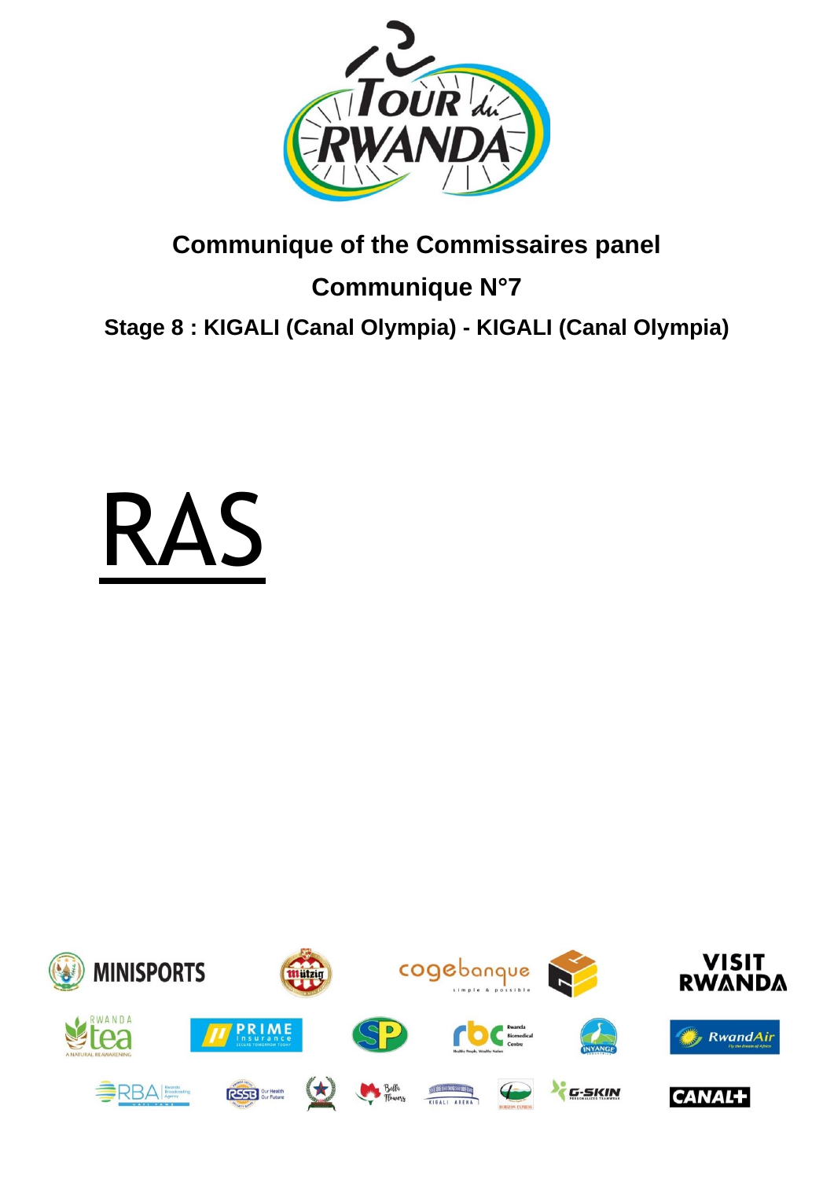## Communique of the Commissaires panel

## Communique N°7

### Stage 8 : KIGALI (Canal Olympia) - KIGALI (Canal Olympia)

# RAS